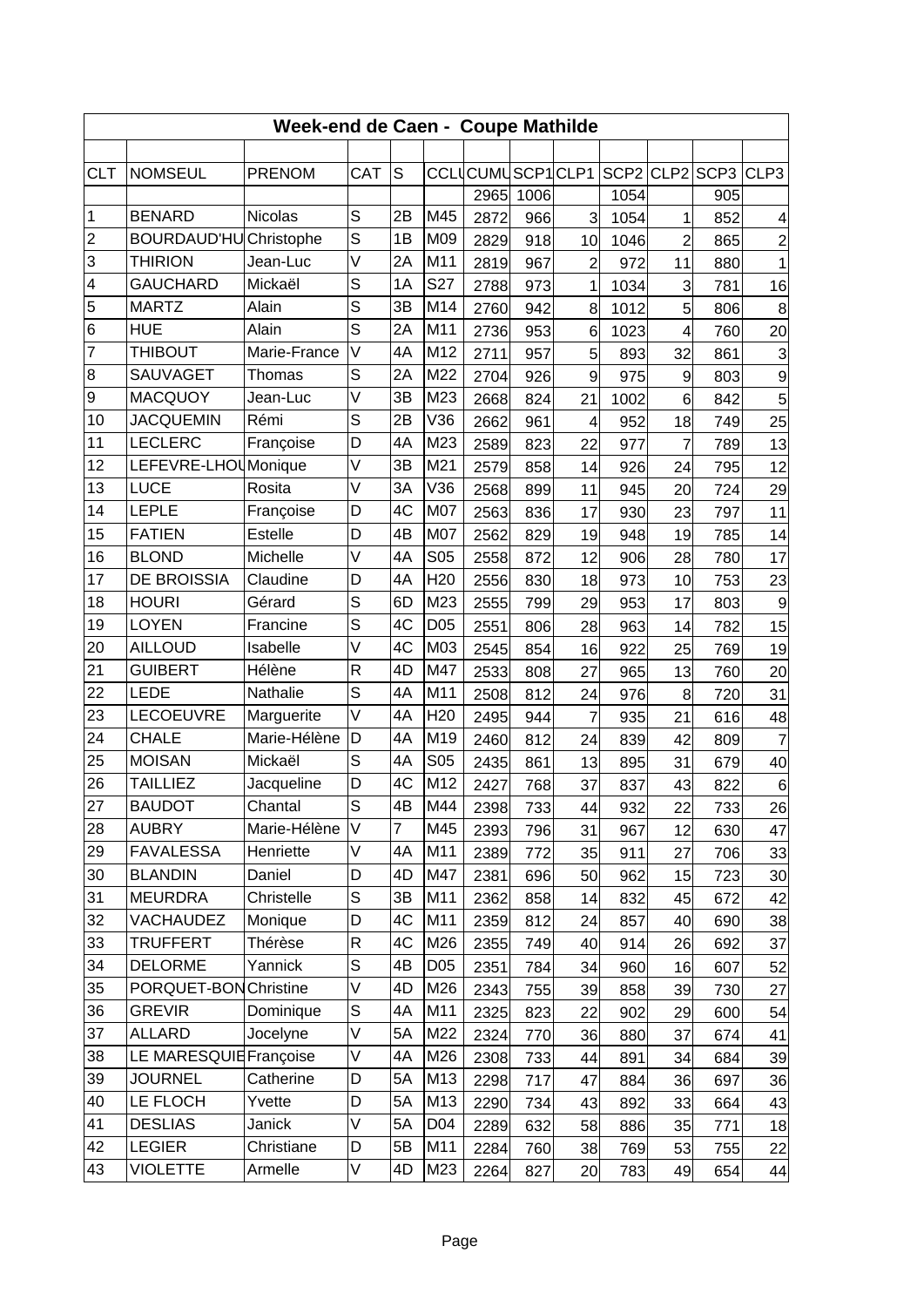# Week-end de Caen - Coupe Mathilde

| CLT | NOMSEUL | PRENOM | CAT | S | CCLU | CUMU | SCP1 | CLP1 | SCP2 | CLP2 | SCP3 | CLP3 |
|---|---|---|---|---|---|---|---|---|---|---|---|---|
| | | | | | | 2965 | 1006 | | 1054 | | 905 | |
| 1 | BENARD | Nicolas | S | 2B | M45 | 2872 | 966 | 3 | 1054 | 1 | 852 | 4 |
| 2 | BOURDAUD'HU | Christophe | S | 1B | M09 | 2829 | 918 | 10 | 1046 | 2 | 865 | 2 |
| 3 | THIRION | Jean-Luc | V | 2A | M11 | 2819 | 967 | 2 | 972 | 11 | 880 | 1 |
| 4 | GAUCHARD | Mickaël | S | 1A | S27 | 2788 | 973 | 1 | 1034 | 3 | 781 | 16 |
| 5 | MARTZ | Alain | S | 3B | M14 | 2760 | 942 | 8 | 1012 | 5 | 806 | 8 |
| 6 | HUE | Alain | S | 2A | M11 | 2736 | 953 | 6 | 1023 | 4 | 760 | 20 |
| 7 | THIBOUT | Marie-France | V | 4A | M12 | 2711 | 957 | 5 | 893 | 32 | 861 | 3 |
| 8 | SAUVAGET | Thomas | S | 2A | M22 | 2704 | 926 | 9 | 975 | 9 | 803 | 9 |
| 9 | MACQUOY | Jean-Luc | V | 3B | M23 | 2668 | 824 | 21 | 1002 | 6 | 842 | 5 |
| 10 | JACQUEMIN | Rémi | S | 2B | V36 | 2662 | 961 | 4 | 952 | 18 | 749 | 25 |
| 11 | LECLERC | Françoise | D | 4A | M23 | 2589 | 823 | 22 | 977 | 7 | 789 | 13 |
| 12 | LEFEVRE-LHOU | Monique | V | 3B | M21 | 2579 | 858 | 14 | 926 | 24 | 795 | 12 |
| 13 | LUCE | Rosita | V | 3A | V36 | 2568 | 899 | 11 | 945 | 20 | 724 | 29 |
| 14 | LEPLE | Françoise | D | 4C | M07 | 2563 | 836 | 17 | 930 | 23 | 797 | 11 |
| 15 | FATIEN | Estelle | D | 4B | M07 | 2562 | 829 | 19 | 948 | 19 | 785 | 14 |
| 16 | BLOND | Michelle | V | 4A | S05 | 2558 | 872 | 12 | 906 | 28 | 780 | 17 |
| 17 | DE BROISSIA | Claudine | D | 4A | H20 | 2556 | 830 | 18 | 973 | 10 | 753 | 23 |
| 18 | HOURI | Gérard | S | 6D | M23 | 2555 | 799 | 29 | 953 | 17 | 803 | 9 |
| 19 | LOYEN | Francine | S | 4C | D05 | 2551 | 806 | 28 | 963 | 14 | 782 | 15 |
| 20 | AILLOUD | Isabelle | V | 4C | M03 | 2545 | 854 | 16 | 922 | 25 | 769 | 19 |
| 21 | GUIBERT | Hélène | R | 4D | M47 | 2533 | 808 | 27 | 965 | 13 | 760 | 20 |
| 22 | LEDE | Nathalie | S | 4A | M11 | 2508 | 812 | 24 | 976 | 8 | 720 | 31 |
| 23 | LECOEUVRE | Marguerite | V | 4A | H20 | 2495 | 944 | 7 | 935 | 21 | 616 | 48 |
| 24 | CHALE | Marie-Hélène | D | 4A | M19 | 2460 | 812 | 24 | 839 | 42 | 809 | 7 |
| 25 | MOISAN | Mickaël | S | 4A | S05 | 2435 | 861 | 13 | 895 | 31 | 679 | 40 |
| 26 | TAILLIEZ | Jacqueline | D | 4C | M12 | 2427 | 768 | 37 | 837 | 43 | 822 | 6 |
| 27 | BAUDOT | Chantal | S | 4B | M44 | 2398 | 733 | 44 | 932 | 22 | 733 | 26 |
| 28 | AUBRY | Marie-Hélène | V | 7 | M45 | 2393 | 796 | 31 | 967 | 12 | 630 | 47 |
| 29 | FAVALESSA | Henriette | V | 4A | M11 | 2389 | 772 | 35 | 911 | 27 | 706 | 33 |
| 30 | BLANDIN | Daniel | D | 4D | M47 | 2381 | 696 | 50 | 962 | 15 | 723 | 30 |
| 31 | MEURDRA | Christelle | S | 3B | M11 | 2362 | 858 | 14 | 832 | 45 | 672 | 42 |
| 32 | VACHAUDEZ | Monique | D | 4C | M11 | 2359 | 812 | 24 | 857 | 40 | 690 | 38 |
| 33 | TRUFFERT | Thérèse | R | 4C | M26 | 2355 | 749 | 40 | 914 | 26 | 692 | 37 |
| 34 | DELORME | Yannick | S | 4B | D05 | 2351 | 784 | 34 | 960 | 16 | 607 | 52 |
| 35 | PORQUET-BON | Christine | V | 4D | M26 | 2343 | 755 | 39 | 858 | 39 | 730 | 27 |
| 36 | GREVIR | Dominique | S | 4A | M11 | 2325 | 823 | 22 | 902 | 29 | 600 | 54 |
| 37 | ALLARD | Jocelyne | V | 5A | M22 | 2324 | 770 | 36 | 880 | 37 | 674 | 41 |
| 38 | LE MARESQUIE | Françoise | V | 4A | M26 | 2308 | 733 | 44 | 891 | 34 | 684 | 39 |
| 39 | JOURNEL | Catherine | D | 5A | M13 | 2298 | 717 | 47 | 884 | 36 | 697 | 36 |
| 40 | LE FLOCH | Yvette | D | 5A | M13 | 2290 | 734 | 43 | 892 | 33 | 664 | 43 |
| 41 | DESLIAS | Janick | V | 5A | D04 | 2289 | 632 | 58 | 886 | 35 | 771 | 18 |
| 42 | LEGIER | Christiane | D | 5B | M11 | 2284 | 760 | 38 | 769 | 53 | 755 | 22 |
| 43 | VIOLETTE | Armelle | V | 4D | M23 | 2264 | 827 | 20 | 783 | 49 | 654 | 44 |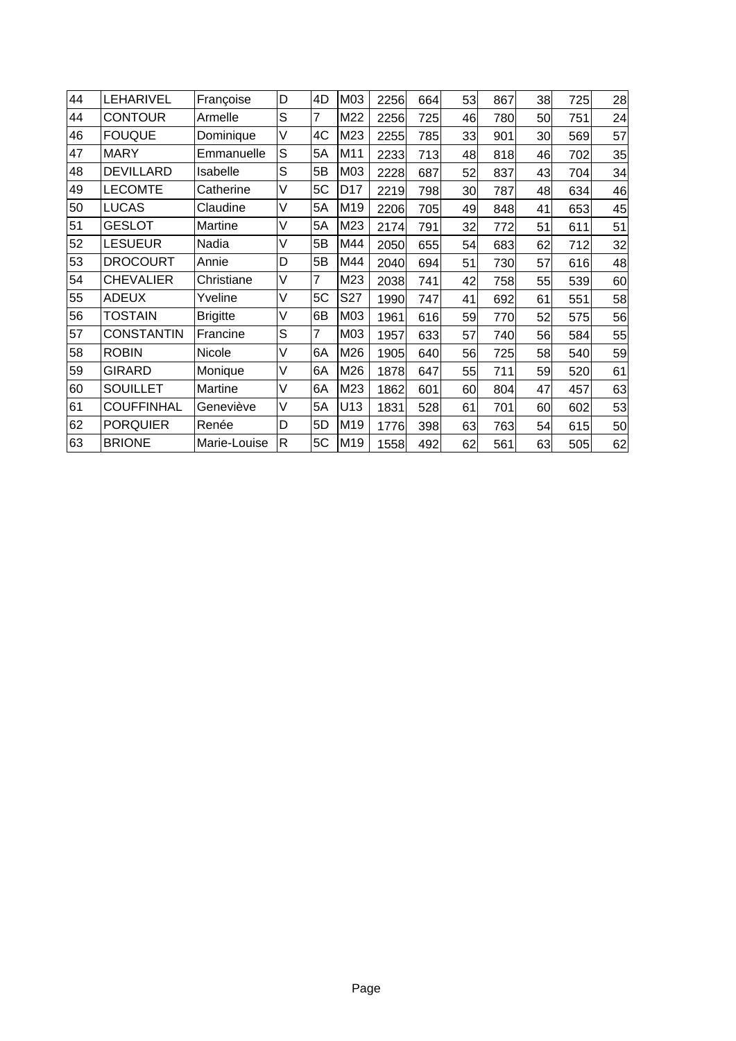| | | | | | | | | | | | | | |
|---|---|---|---|---|---|---|---|---|---|---|---|---|---|
| 44 | LEHARIVEL | Françoise | D | 4D | M03 | 2256 | 664 | 53 | 867 | 38 | 725 | 28 |
| 44 | CONTOUR | Armelle | S | 7 | M22 | 2256 | 725 | 46 | 780 | 50 | 751 | 24 |
| 46 | FOUQUE | Dominique | V | 4C | M23 | 2255 | 785 | 33 | 901 | 30 | 569 | 57 |
| 47 | MARY | Emmanuelle | S | 5A | M11 | 2233 | 713 | 48 | 818 | 46 | 702 | 35 |
| 48 | DEVILLARD | Isabelle | S | 5B | M03 | 2228 | 687 | 52 | 837 | 43 | 704 | 34 |
| 49 | LECOMTE | Catherine | V | 5C | D17 | 2219 | 798 | 30 | 787 | 48 | 634 | 46 |
| 50 | LUCAS | Claudine | V | 5A | M19 | 2206 | 705 | 49 | 848 | 41 | 653 | 45 |
| 51 | GESLOT | Martine | V | 5A | M23 | 2174 | 791 | 32 | 772 | 51 | 611 | 51 |
| 52 | LESUEUR | Nadia | V | 5B | M44 | 2050 | 655 | 54 | 683 | 62 | 712 | 32 |
| 53 | DROCOURT | Annie | D | 5B | M44 | 2040 | 694 | 51 | 730 | 57 | 616 | 48 |
| 54 | CHEVALIER | Christiane | V | 7 | M23 | 2038 | 741 | 42 | 758 | 55 | 539 | 60 |
| 55 | ADEUX | Yveline | V | 5C | S27 | 1990 | 747 | 41 | 692 | 61 | 551 | 58 |
| 56 | TOSTAIN | Brigitte | V | 6B | M03 | 1961 | 616 | 59 | 770 | 52 | 575 | 56 |
| 57 | CONSTANTIN | Francine | S | 7 | M03 | 1957 | 633 | 57 | 740 | 56 | 584 | 55 |
| 58 | ROBIN | Nicole | V | 6A | M26 | 1905 | 640 | 56 | 725 | 58 | 540 | 59 |
| 59 | GIRARD | Monique | V | 6A | M26 | 1878 | 647 | 55 | 711 | 59 | 520 | 61 |
| 60 | SOUILLET | Martine | V | 6A | M23 | 1862 | 601 | 60 | 804 | 47 | 457 | 63 |
| 61 | COUFFINHAL | Geneviève | V | 5A | U13 | 1831 | 528 | 61 | 701 | 60 | 602 | 53 |
| 62 | PORQUIER | Renée | D | 5D | M19 | 1776 | 398 | 63 | 763 | 54 | 615 | 50 |
| 63 | BRIONE | Marie-Louise | R | 5C | M19 | 1558 | 492 | 62 | 561 | 63 | 505 | 62 |